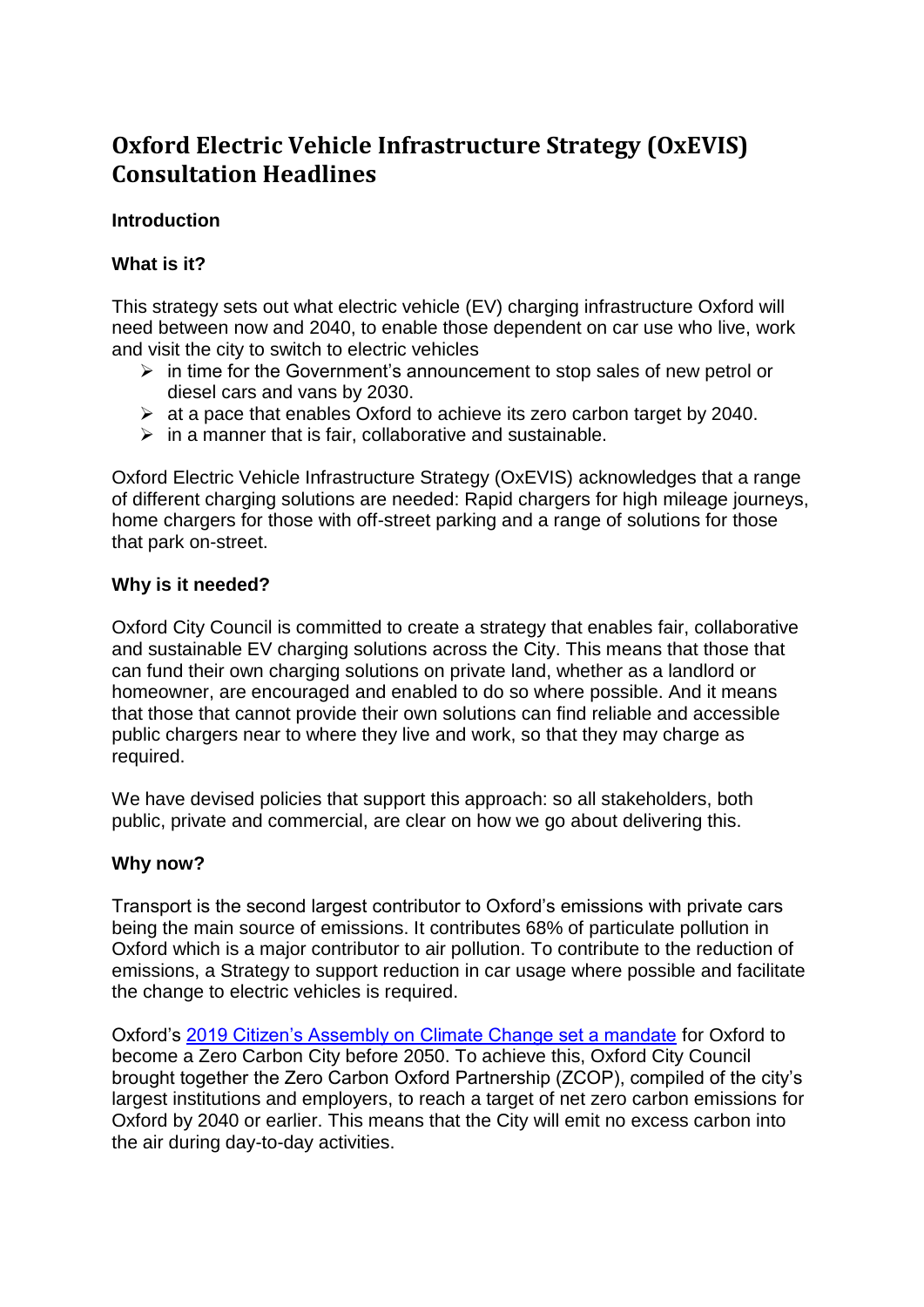# Oxford Electric Vehicle Infrastructure Strategy (OxEVIS) Consultation Headlines

**Introduction**

**What is it?**

This strategy sets out what electric vehicle (EV) charging infrastructure Oxford will need between now and 2040, to enable those dependent on car use who live, work and visit the city to switch to electric vehicles

- in time for the Government's announcement to stop sales of new petrol or diesel cars and vans by 2030.
- at a pace that enables Oxford to achieve its zero carbon target by 2040.
- in a manner that is fair, collaborative and sustainable.

Oxford Electric Vehicle Infrastructure Strategy (OxEVIS) acknowledges that a range of different charging solutions are needed: Rapid chargers for high mileage journeys, home chargers for those with off-street parking and a range of solutions for those that park on-street.

**Why is it needed?**

Oxford City Council is committed to create a strategy that enables fair, collaborative and sustainable EV charging solutions across the City. This means that those that can fund their own charging solutions on private land, whether as a landlord or homeowner, are encouraged and enabled to do so where possible. And it means that those that cannot provide their own solutions can find reliable and accessible public chargers near to where they live and work, so that they may charge as required.

We have devised policies that support this approach: so all stakeholders, both public, private and commercial, are clear on how we go about delivering this.

**Why now?**

Transport is the second largest contributor to Oxford's emissions with private cars being the main source of emissions. It contributes 68% of particulate pollution in Oxford which is a major contributor to air pollution. To contribute to the reduction of emissions, a Strategy to support reduction in car usage where possible and facilitate the change to electric vehicles is required.

Oxford's [2019 Citizen's Assembly on Climate Change set a mandate] for Oxford to become a Zero Carbon City before 2050. To achieve this, Oxford City Council brought together the Zero Carbon Oxford Partnership (ZCOP), compiled of the city's largest institutions and employers, to reach a target of net zero carbon emissions for Oxford by 2040 or earlier. This means that the City will emit no excess carbon into the air during day-to-day activities.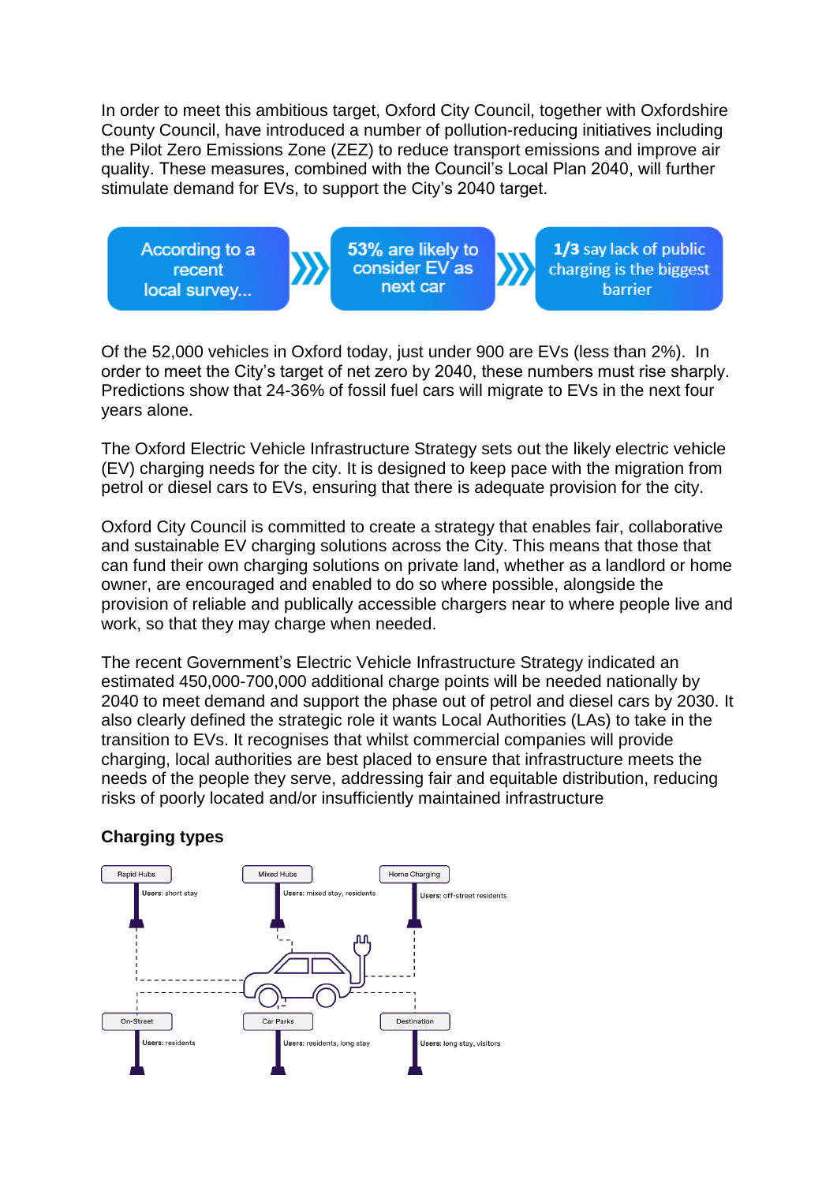In order to meet this ambitious target, Oxford City Council, together with Oxfordshire County Council, have introduced a number of pollution-reducing initiatives including the Pilot Zero Emissions Zone (ZEZ) to reduce transport emissions and improve air quality. These measures, combined with the Council's Local Plan 2040, will further stimulate demand for EVs, to support the City's 2040 target.

According to a recent local survey... » **53%** are likely to consider EV as next car » **1/3** say lack of public charging is the biggest barrier

Of the 52,000 vehicles in Oxford today, just under 900 are EVs (less than 2%). In order to meet the City's target of net zero by 2040, these numbers must rise sharply. Predictions show that 24-36% of fossil fuel cars will migrate to EVs in the next four years alone.

The Oxford Electric Vehicle Infrastructure Strategy sets out the likely electric vehicle (EV) charging needs for the city. It is designed to keep pace with the migration from petrol or diesel cars to EVs, ensuring that there is adequate provision for the city.

Oxford City Council is committed to create a strategy that enables fair, collaborative and sustainable EV charging solutions across the City. This means that those that can fund their own charging solutions on private land, whether as a landlord or home owner, are encouraged and enabled to do so where possible, alongside the provision of reliable and publically accessible chargers near to where people live and work, so that they may charge when needed.

The recent Government's Electric Vehicle Infrastructure Strategy indicated an estimated 450,000-700,000 additional charge points will be needed nationally by 2040 to meet demand and support the phase out of petrol and diesel cars by 2030. It also clearly defined the strategic role it wants Local Authorities (LAs) to take in the transition to EVs. It recognises that whilst commercial companies will provide charging, local authorities are best placed to ensure that infrastructure meets the needs of the people they serve, addressing fair and equitable distribution, reducing risks of poorly located and/or insufficiently maintained infrastructure

**Charging types**

- Rapid Hubs — **Users:** short stay
- Mixed Hubs — **Users:** mixed stay, residents
- Home Charging — **Users:** off-street residents
- On-Street — **Users:** residents
- Car Parks — **Users:** residents, long stay
- Destination — **Users:** long stay, visitors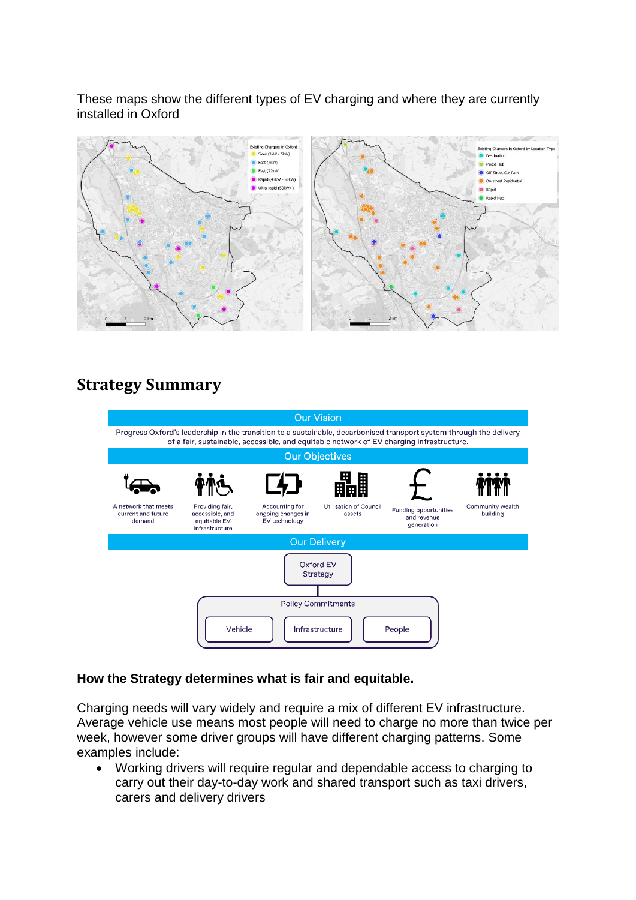These maps show the different types of EV charging and where they are currently installed in Oxford

Existing Chargers in Oxford

- Slow (3kW - 5kW)
- Fast (7kW)
- Fast (22kW)
- Rapid (43kW - 50kW)
- Ultra-rapid (50kW+)

Existing Chargers in Oxford by Location Type

- Destination
- Mixed Hub
- Off-Street Car Park
- On-street Residential
- Rapid
- Rapid Hub

## Strategy Summary

**Our Vision**

Progress Oxford's leadership in the transition to a sustainable, decarbonised transport system through the delivery of a fair, sustainable, accessible, and equitable network of EV charging infrastructure.

**Our Objectives**

- A network that meets current and future demand
- Providing fair, accessible, and equitable EV infrastructure
- Accounting for ongoing changes in EV technology
- Utilisation of Council assets
- Funding opportunities and revenue generation
- Community wealth building

**Our Delivery**

Oxford EV Strategy

Policy Commitments

- Vehicle
- Infrastructure
- People

### How the Strategy determines what is fair and equitable.

Charging needs will vary widely and require a mix of different EV infrastructure. Average vehicle use means most people will need to charge no more than twice per week, however some driver groups will have different charging patterns. Some examples include:

- Working drivers will require regular and dependable access to charging to carry out their day-to-day work and shared transport such as taxi drivers, carers and delivery drivers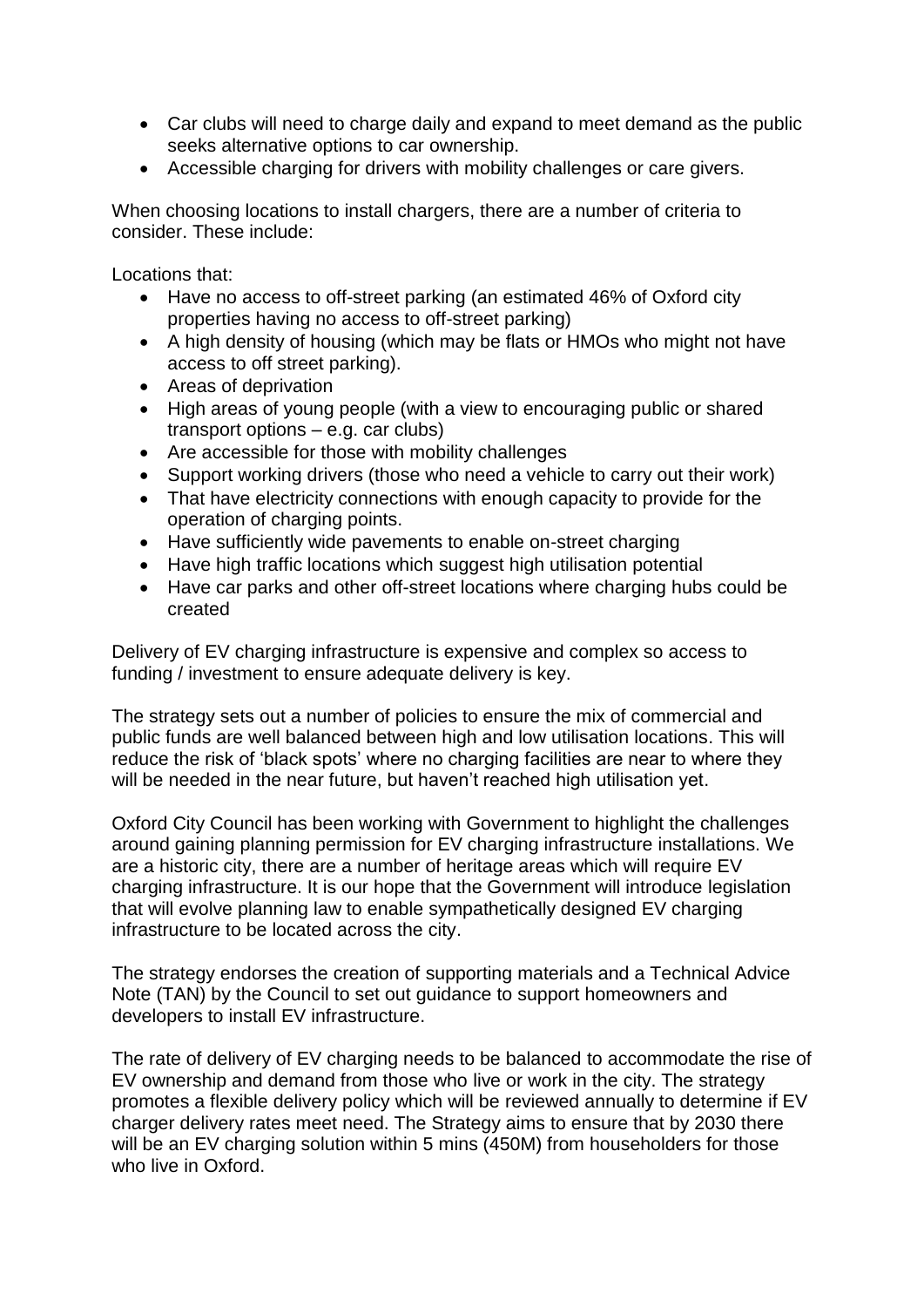- Car clubs will need to charge daily and expand to meet demand as the public seeks alternative options to car ownership.
- Accessible charging for drivers with mobility challenges or care givers.

When choosing locations to install chargers, there are a number of criteria to consider. These include:

Locations that:

- Have no access to off-street parking (an estimated 46% of Oxford city properties having no access to off-street parking)
- A high density of housing (which may be flats or HMOs who might not have access to off street parking).
- Areas of deprivation
- High areas of young people (with a view to encouraging public or shared transport options – e.g. car clubs)
- Are accessible for those with mobility challenges
- Support working drivers (those who need a vehicle to carry out their work)
- That have electricity connections with enough capacity to provide for the operation of charging points.
- Have sufficiently wide pavements to enable on-street charging
- Have high traffic locations which suggest high utilisation potential
- Have car parks and other off-street locations where charging hubs could be created

Delivery of EV charging infrastructure is expensive and complex so access to funding / investment to ensure adequate delivery is key.

The strategy sets out a number of policies to ensure the mix of commercial and public funds are well balanced between high and low utilisation locations. This will reduce the risk of 'black spots' where no charging facilities are near to where they will be needed in the near future, but haven't reached high utilisation yet.

Oxford City Council has been working with Government to highlight the challenges around gaining planning permission for EV charging infrastructure installations. We are a historic city, there are a number of heritage areas which will require EV charging infrastructure. It is our hope that the Government will introduce legislation that will evolve planning law to enable sympathetically designed EV charging infrastructure to be located across the city.

The strategy endorses the creation of supporting materials and a Technical Advice Note (TAN) by the Council to set out guidance to support homeowners and developers to install EV infrastructure.

The rate of delivery of EV charging needs to be balanced to accommodate the rise of EV ownership and demand from those who live or work in the city. The strategy promotes a flexible delivery policy which will be reviewed annually to determine if EV charger delivery rates meet need. The Strategy aims to ensure that by 2030 there will be an EV charging solution within 5 mins (450M) from householders for those who live in Oxford.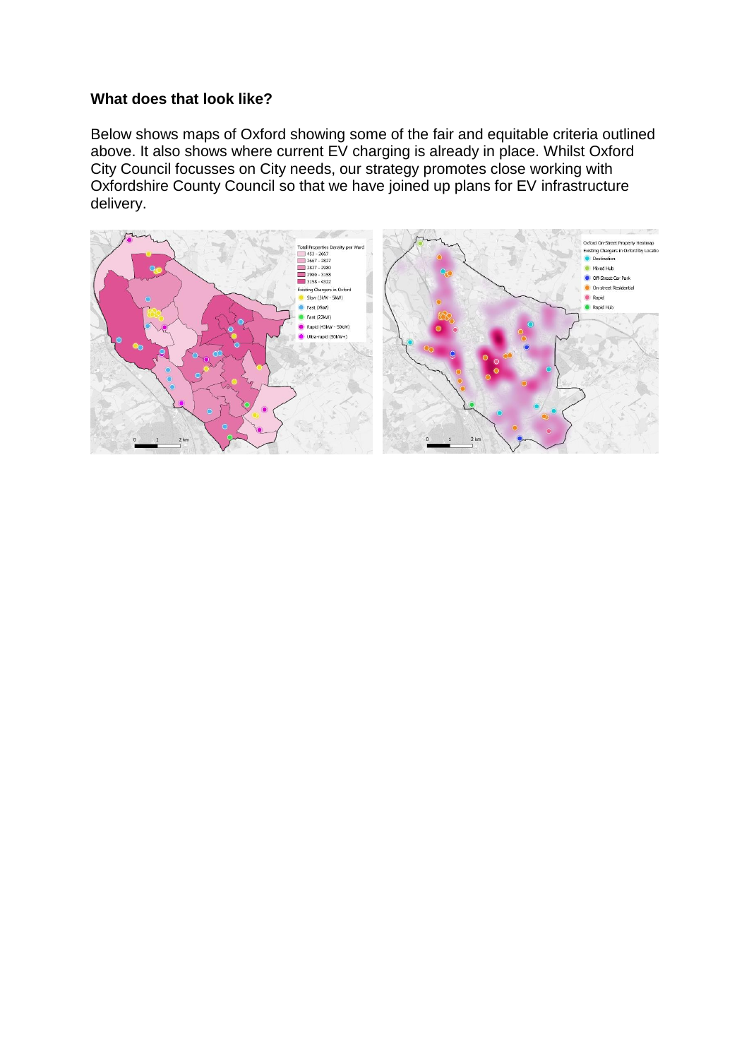**What does that look like?**

Below shows maps of Oxford showing some of the fair and equitable criteria outlined above. It also shows where current EV charging is already in place. Whilst Oxford City Council focusses on City needs, our strategy promotes close working with Oxfordshire County Council so that we have joined up plans for EV infrastructure delivery.

Total Properties Density per Ward
453 - 2667
2667 - 2827
2827 - 2980
2980 - 3158
3158 - 4322
Existing Chargers in Oxford
Slow (3kW - 5kW)
Fast (7kW)
Fast (22kW)
Rapid (43kW - 50kW)
Ultra-rapid (50kW+)
0 1 2 km

Oxford On-Street Property Heatmap
Existing Chargers in Oxford by Locatio
Destination
Mixed Hub
Off-Street Car Park
On-street Residential
Rapid
Rapid Hub
0 1 2 km